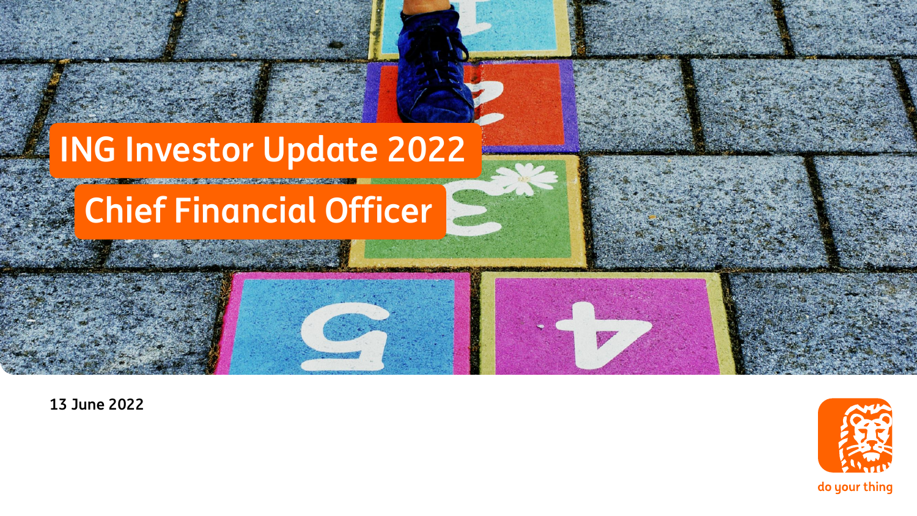# ING Investor Update 2022

## Chief Financial Officer

13 June 2022

do your thing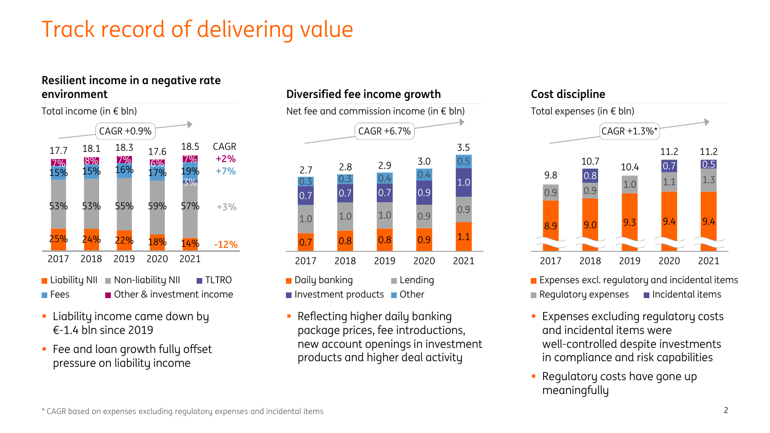# Track record of delivering value

## Resilient income in a negative rate environment

Total income (in € bln)

CAGR +0.9%

2017: 17.7 — 7%, 15%, 53%, 25%
2018: 18.1 — 8%, 15%, 53%, 24%
2019: 18.3 — 7%, 16%, 55%, 22%
2020: 17.6 — 6%, 17%, 59%, 18%
2021: 18.5 — 7%, 19%, 3%, 57%, 14%

CAGR: +2%, +7%, +3%, -12%

Liability NII ■ Non-liability NII ■ TLTRO ■ Fees ■ Other & investment income

- Liability income came down by €-1.4 bln since 2019
- Fee and loan growth fully offset pressure on liability income

## Diversified fee income growth

Net fee and commission income (in € bln)

CAGR +6.7%

2017: 2.7 — 0.3, 0.7, 1.0, 0.7
2018: 2.8 — 0.3, 0.7, 1.0, 0.8
2019: 2.9 — 0.4, 0.7, 1.0, 0.8
2020: 3.0 — 0.4, 0.9, 0.9, 0.9
2021: 3.5 — 0.5, 1.0, 0.9, 1.1

Daily banking ■ Lending ■ Investment products ■ Other

- Reflecting higher daily banking package prices, fee introductions, new account openings in investment products and higher deal activity

## Cost discipline

Total expenses (in € bln)

CAGR +1.3%*

2017: 9.8 — 0.9, 8.9
2018: 10.7 — 0.8, 0.9, 9.0
2019: 10.4 — 1.0, 9.3
2020: 11.2 — 0.7, 1.1, 9.4
2021: 11.2 — 0.5, 1.3, 9.4

Expenses excl. regulatory and incidental items ■ Regulatory expenses ■ Incidental items

- Expenses excluding regulatory costs and incidental items were well-controlled despite investments in compliance and risk capabilities
- Regulatory costs have gone up meaningfully

* CAGR based on expenses excluding regulatory expenses and incidental items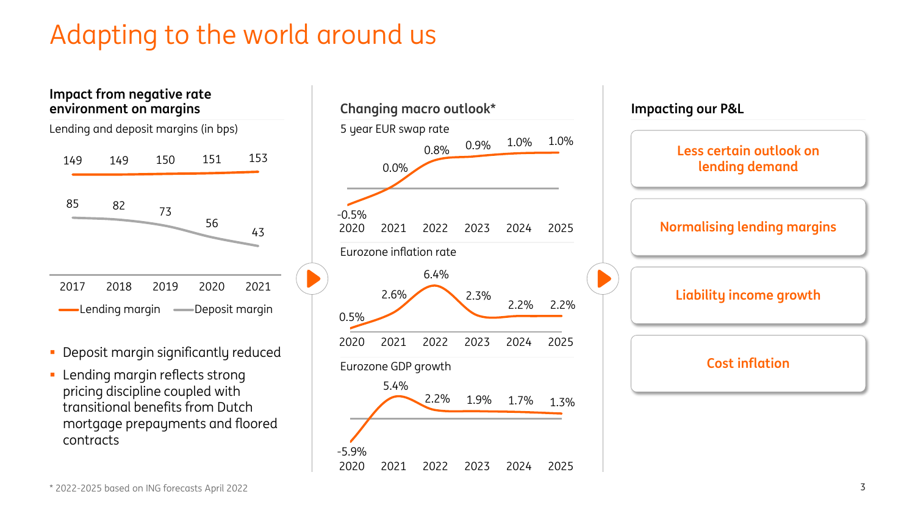# Adapting to the world around us

## Impact from negative rate environment on margins

Lending and deposit margins (in bps)

149 149 150 151 153

85 82 73 56 43

2017 2018 2019 2020 2021

Lending margin   Deposit margin

- Deposit margin significantly reduced
- Lending margin reflects strong pricing discipline coupled with transitional benefits from Dutch mortgage prepayments and floored contracts

## Changing macro outlook*

5 year EUR swap rate

-0.5% 0.0% 0.8% 0.9% 1.0% 1.0%

2020 2021 2022 2023 2024 2025

Eurozone inflation rate

0.5% 2.6% 6.4% 2.3% 2.2% 2.2%

2020 2021 2022 2023 2024 2025

Eurozone GDP growth

-5.9% 5.4% 2.2% 1.9% 1.7% 1.3%

2020 2021 2022 2023 2024 2025

## Impacting our P&L

**Less certain outlook on lending demand**

**Normalising lending margins**

**Liability income growth**

**Cost inflation**

* 2022-2025 based on ING forecasts April 2022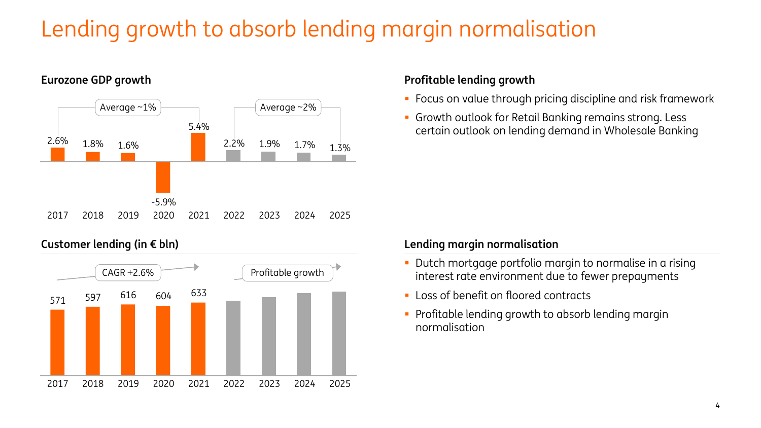# Lending growth to absorb lending margin normalisation

### Eurozone GDP growth

Average ~1%

Average ~2%

2.6%
1.8%
1.6%
-5.9%
5.4%
2.2%
1.9%
1.7%
1.3%

2017 2018 2019 2020 2021 2022 2023 2024 2025

### Customer lending (in € bln)

CAGR +2.6%

Profitable growth

571
597
616
604
633

2017 2018 2019 2020 2021 2022 2023 2024 2025

### Profitable lending growth

- Focus on value through pricing discipline and risk framework
- Growth outlook for Retail Banking remains strong. Less certain outlook on lending demand in Wholesale Banking

### Lending margin normalisation

- Dutch mortgage portfolio margin to normalise in a rising interest rate environment due to fewer prepayments
- Loss of benefit on floored contracts
- Profitable lending growth to absorb lending margin normalisation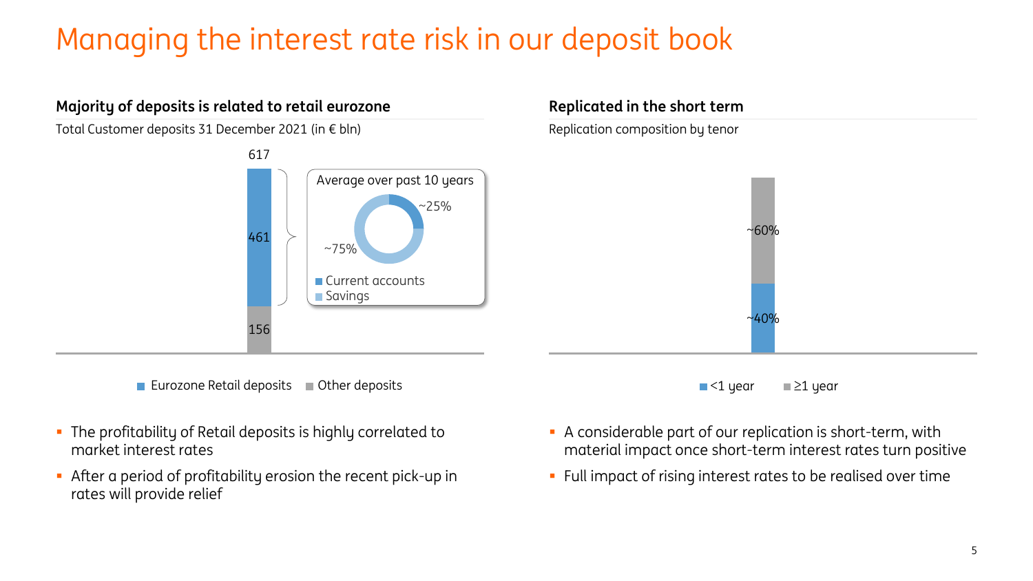# Managing the interest rate risk in our deposit book

## Majority of deposits is related to retail eurozone

Total Customer deposits 31 December 2021 (in € bln)

617

461

156

Average over past 10 years

~25%

~75%

Current accounts

Savings

Eurozone Retail deposits   Other deposits

- The profitability of Retail deposits is highly correlated to market interest rates
- After a period of profitability erosion the recent pick-up in rates will provide relief

## Replicated in the short term

Replication composition by tenor

~60%

~40%

<1 year   ≥1 year

- A considerable part of our replication is short-term, with material impact once short-term interest rates turn positive
- Full impact of rising interest rates to be realised over time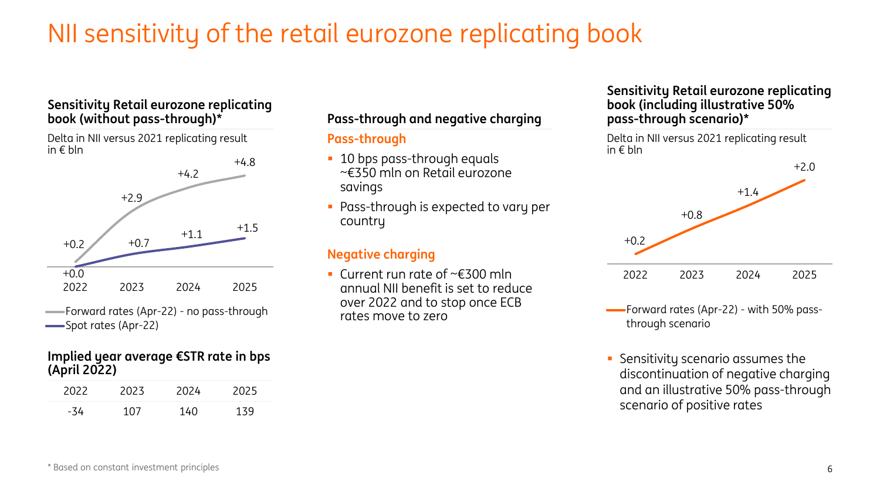# NII sensitivity of the retail eurozone replicating book

### Sensitivity Retail eurozone replicating book (without pass-through)*

Delta in NII versus 2021 replicating result in € bln

+4.8
+4.2
+2.9
+1.5
+1.1
+0.7
+0.2
+0.0

2022 2023 2024 2025

Forward rates (Apr-22) - no pass-through
Spot rates (Apr-22)

### Implied year average €STR rate in bps (April 2022)

| 2022 | 2023 | 2024 | 2025 |
|---|---|---|---|
| -34 | 107 | 140 | 139 |

### Pass-through and negative charging

**Pass-through**

- 10 bps pass-through equals ~€350 mln on Retail eurozone savings
- Pass-through is expected to vary per country

**Negative charging**

- Current run rate of ~€300 mln annual NII benefit is set to reduce over 2022 and to stop once ECB rates move to zero

### Sensitivity Retail eurozone replicating book (including illustrative 50% pass-through scenario)*

Delta in NII versus 2021 replicating result in € bln

+2.0
+1.4
+0.8
+0.2

2022 2023 2024 2025

Forward rates (Apr-22) - with 50% pass-through scenario

- Sensitivity scenario assumes the discontinuation of negative charging and an illustrative 50% pass-through scenario of positive rates

\* Based on constant investment principles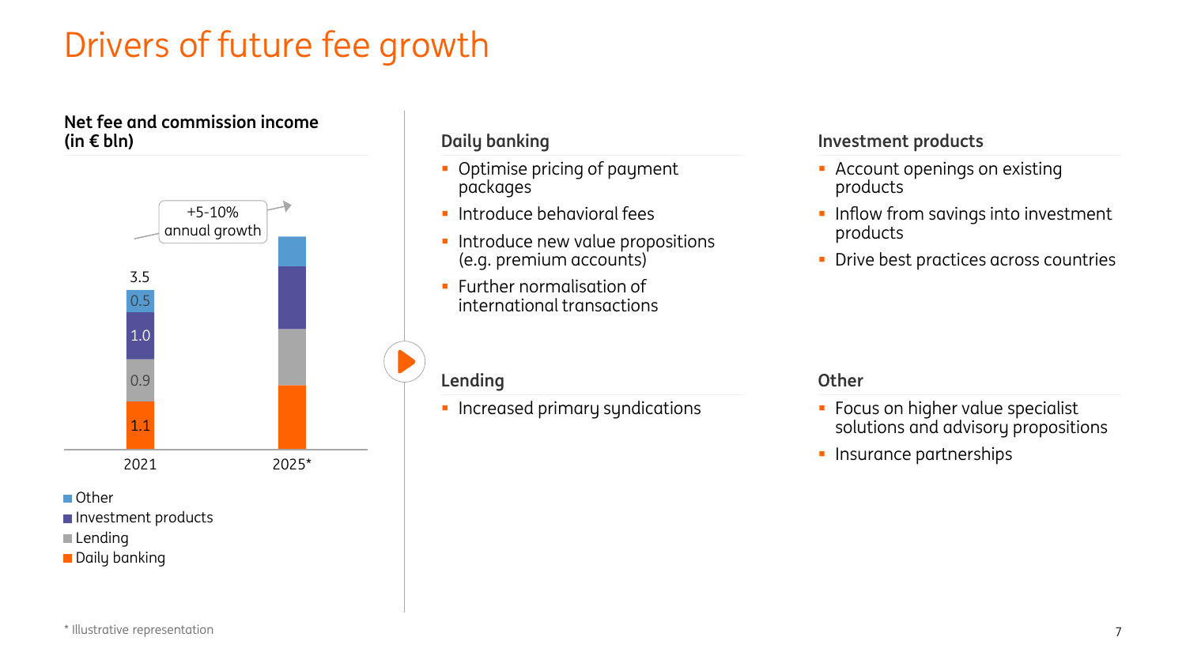# Drivers of future fee growth

**Net fee and commission income (in € bln)**

+5-10% annual growth

3.5

0.5

1.0

0.9

1.1

2021

2025*

Other

Investment products

Lending

Daily banking

## Daily banking

- Optimise pricing of payment packages
- Introduce behavioral fees
- Introduce new value propositions (e.g. premium accounts)
- Further normalisation of international transactions

## Investment products

- Account openings on existing products
- Inflow from savings into investment products
- Drive best practices across countries

## Lending

- Increased primary syndications

## Other

- Focus on higher value specialist solutions and advisory propositions
- Insurance partnerships

\* Illustrative representation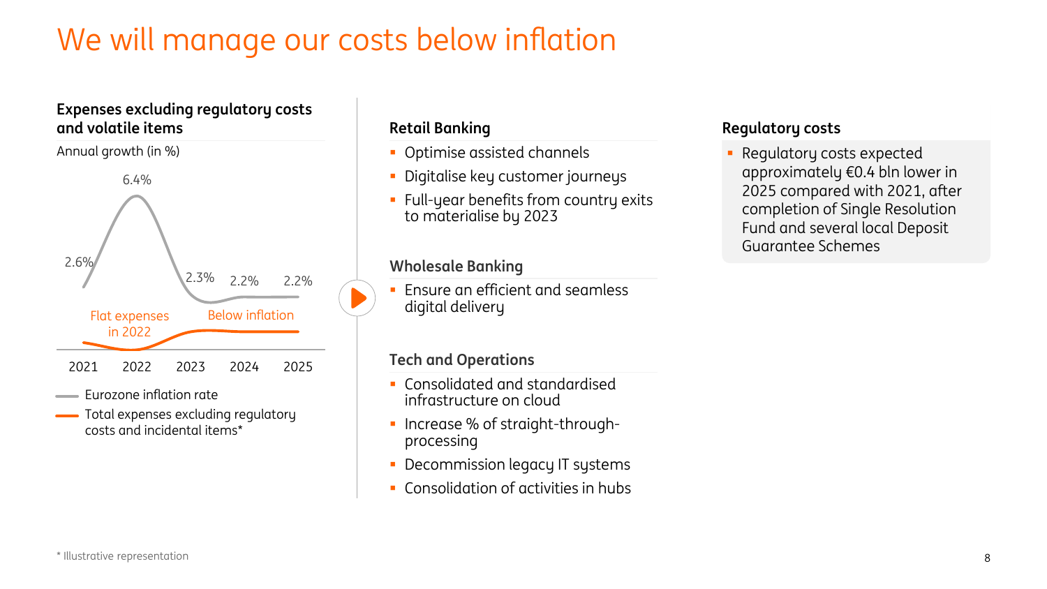# We will manage our costs below inflation

**Expenses excluding regulatory costs and volatile items**

Annual growth (in %)

6.4%
2.6%
2.3%
2.2%
2.2%
Flat expenses in 2022
Below inflation
2021
2022
2023
2024
2025

Eurozone inflation rate
Total expenses excluding regulatory costs and incidental items*

## Retail Banking

- Optimise assisted channels
- Digitalise key customer journeys
- Full-year benefits from country exits to materialise by 2023

## Wholesale Banking

- Ensure an efficient and seamless digital delivery

## Tech and Operations

- Consolidated and standardised infrastructure on cloud
- Increase % of straight-through-processing
- Decommission legacy IT systems
- Consolidation of activities in hubs

## Regulatory costs

- Regulatory costs expected approximately €0.4 bln lower in 2025 compared with 2021, after completion of Single Resolution Fund and several local Deposit Guarantee Schemes

* Illustrative representation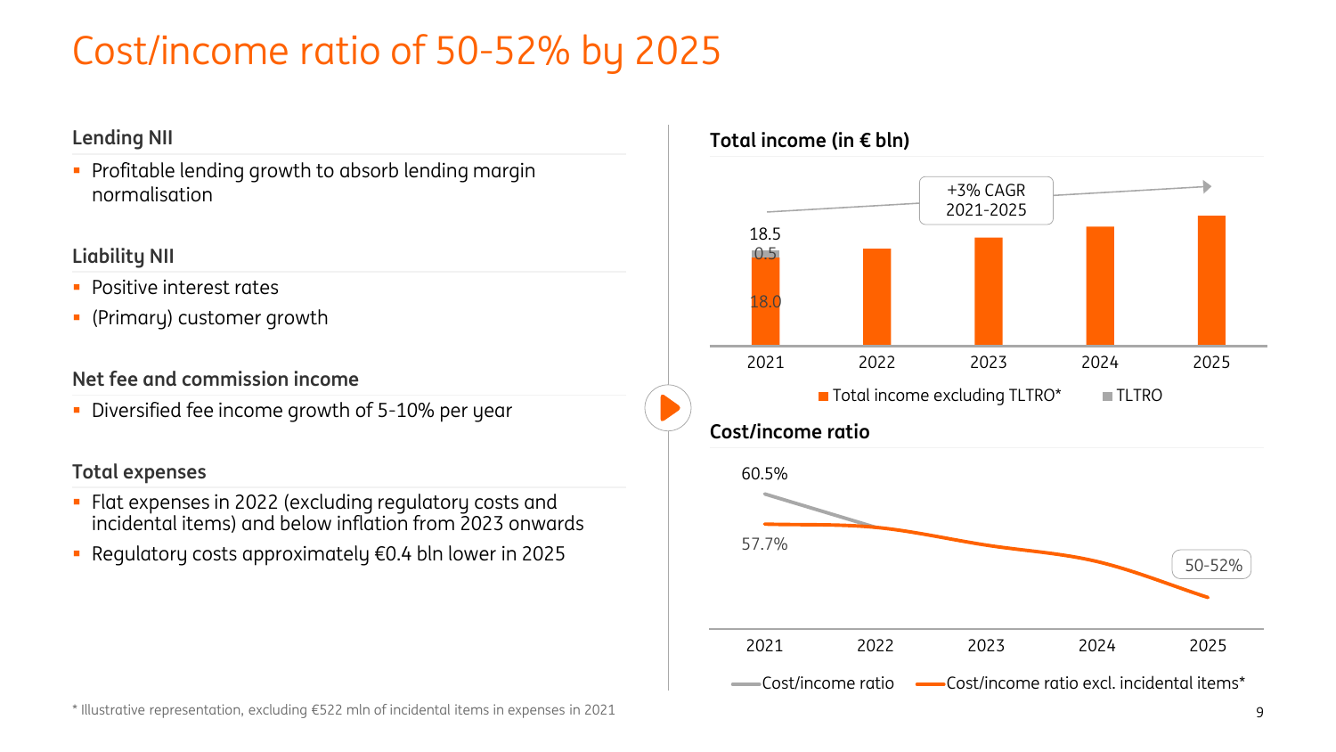# Cost/income ratio of 50-52% by 2025

### Lending NII

- Profitable lending growth to absorb lending margin normalisation

### Liability NII

- Positive interest rates
- (Primary) customer growth

### Net fee and commission income

- Diversified fee income growth of 5-10% per year

### Total expenses

- Flat expenses in 2022 (excluding regulatory costs and incidental items) and below inflation from 2023 onwards
- Regulatory costs approximately €0.4 bln lower in 2025

### Total income (in € bln)

+3% CAGR 2021-2025

18.5

0.5

18.0

2021 2022 2023 2024 2025

Total income excluding TLTRO* TLTRO

### Cost/income ratio

60.5%

57.7%

50-52%

2021 2022 2023 2024 2025

Cost/income ratio Cost/income ratio excl. incidental items*

\* Illustrative representation, excluding €522 mln of incidental items in expenses in 2021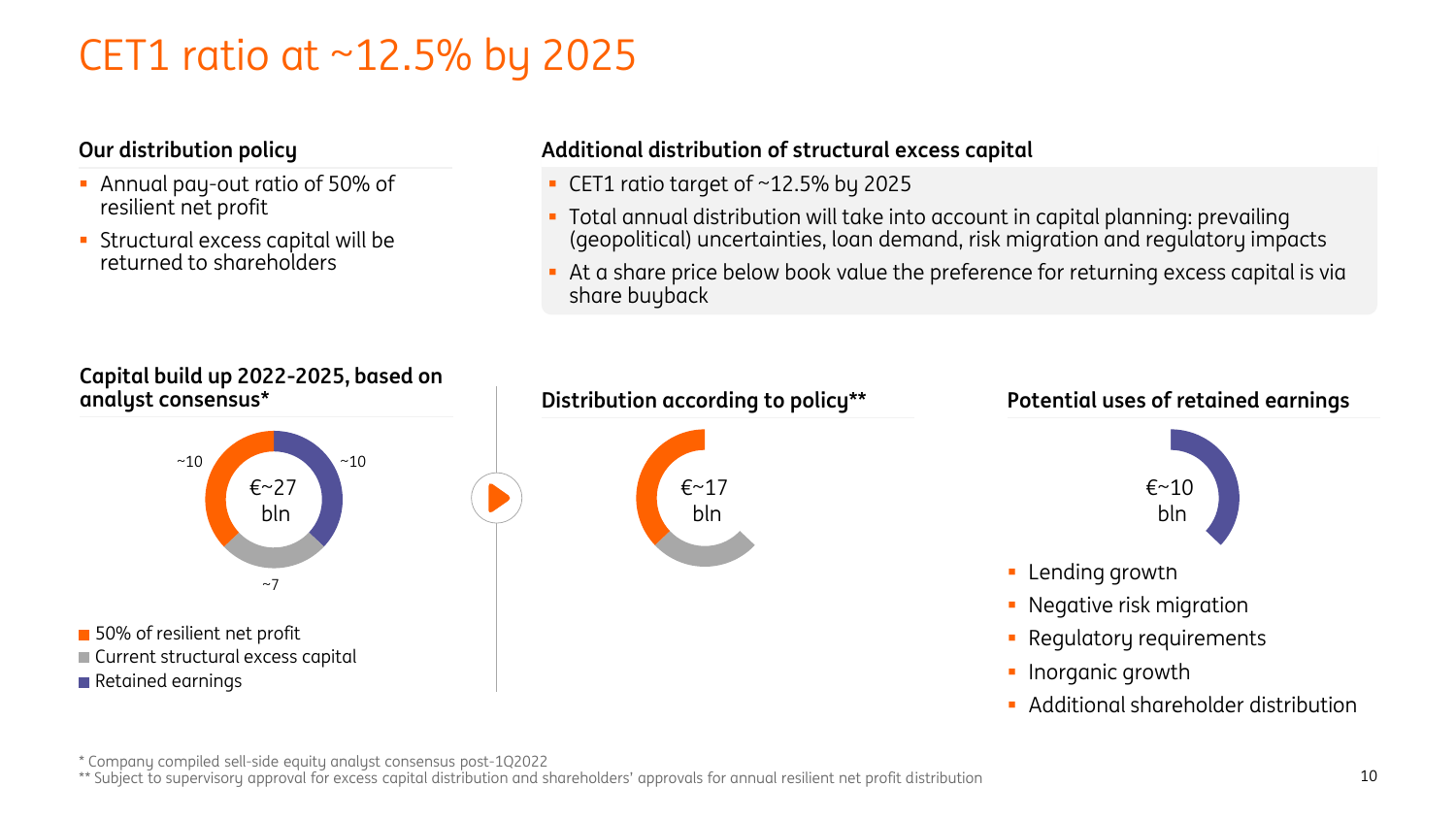# CET1 ratio at ~12.5% by 2025

## Our distribution policy

- Annual pay-out ratio of 50% of resilient net profit
- Structural excess capital will be returned to shareholders

## Additional distribution of structural excess capital

- CET1 ratio target of ~12.5% by 2025
- Total annual distribution will take into account in capital planning: prevailing (geopolitical) uncertainties, loan demand, risk migration and regulatory impacts
- At a share price below book value the preference for returning excess capital is via share buyback

## Capital build up 2022-2025, based on analyst consensus*

~10

~10

€~27 bln

~7

50% of resilient net profit

Current structural excess capital

Retained earnings

## Distribution according to policy**

€~17 bln

## Potential uses of retained earnings

€~10 bln

- Lending growth
- Negative risk migration
- Regulatory requirements
- Inorganic growth
- Additional shareholder distribution

\* Company compiled sell-side equity analyst consensus post-1Q2022

\*\* Subject to supervisory approval for excess capital distribution and shareholders' approvals for annual resilient net profit distribution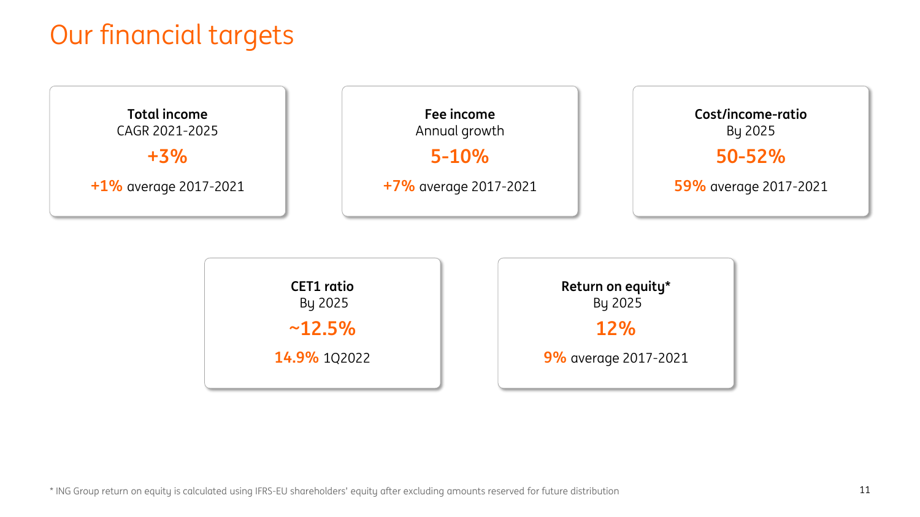# Our financial targets

**Total income**
CAGR 2021-2025
**+3%**
**+1%** average 2017-2021

**Fee income**
Annual growth
**5-10%**
**+7%** average 2017-2021

**Cost/income-ratio**
By 2025
**50-52%**
**59%** average 2017-2021

**CET1 ratio**
By 2025
**~12.5%**
**14.9%** 1Q2022

**Return on equity***
By 2025
**12%**
**9%** average 2017-2021

* ING Group return on equity is calculated using IFRS-EU shareholders' equity after excluding amounts reserved for future distribution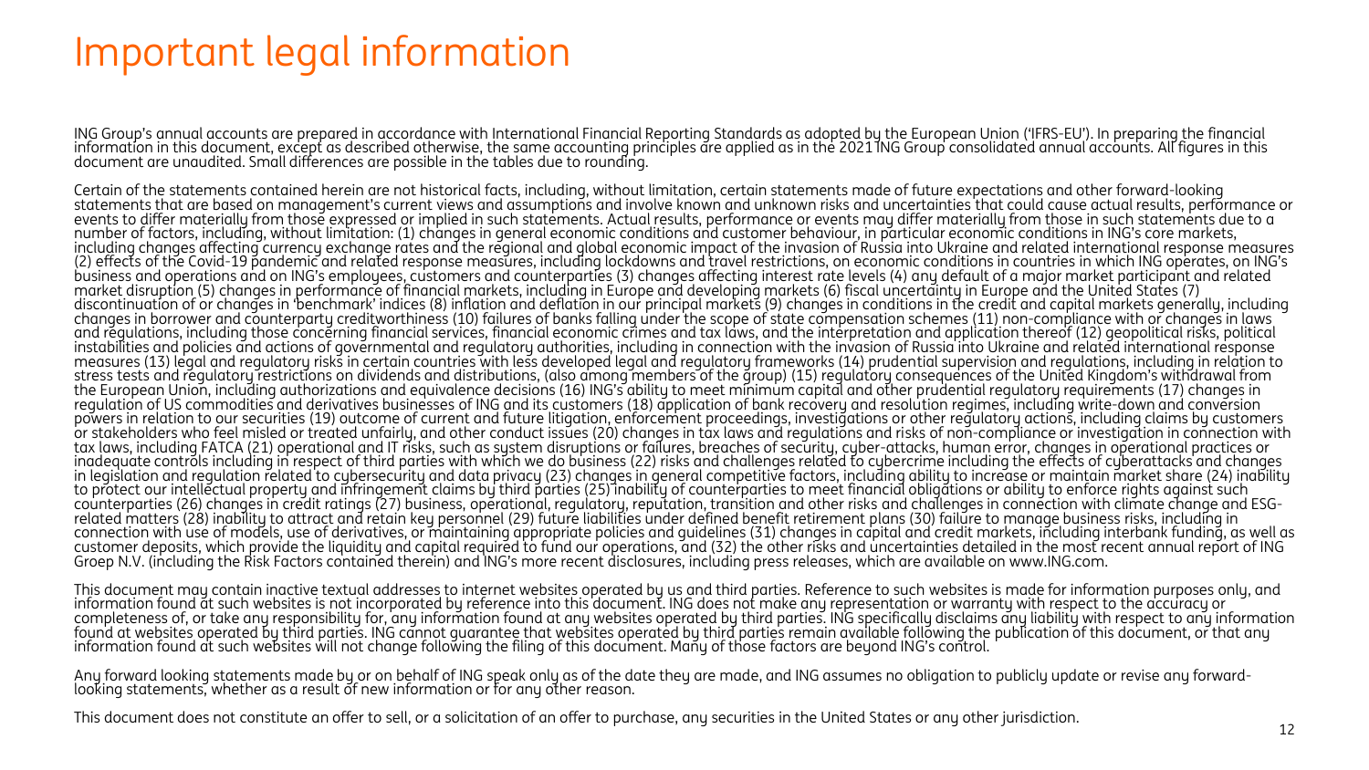# Important legal information

ING Group's annual accounts are prepared in accordance with International Financial Reporting Standards as adopted by the European Union ('IFRS-EU'). In preparing the financial information in this document, except as described otherwise, the same accounting principles are applied as in the 2021 ING Group consolidated annual accounts. All figures in this document are unaudited. Small differences are possible in the tables due to rounding.

Certain of the statements contained herein are not historical facts, including, without limitation, certain statements made of future expectations and other forward-looking statements that are based on management's current views and assumptions and involve known and unknown risks and uncertainties that could cause actual results, performance or events to differ materially from those expressed or implied in such statements. Actual results, performance or events may differ materially from those in such statements due to a number of factors, including, without limitation: (1) changes in general economic conditions and customer behaviour, in particular economic conditions in ING's core markets, including changes affecting currency exchange rates and the regional and global economic impact of the invasion of Russia into Ukraine and related international response measures (2) effects of the Covid-19 pandemic and related response measures, including lockdowns and travel restrictions, on economic conditions in countries in which ING operates, on ING's business and operations and on ING's employees, customers and counterparties (3) changes affecting interest rate levels (4) any default of a major market participant and related market disruption (5) changes in performance of financial markets, including in Europe and developing markets (6) fiscal uncertainty in Europe and the United States (7) discontinuation of or changes in 'benchmark' indices (8) inflation and deflation in our principal markets (9) changes in conditions in the credit and capital markets generally, including changes in borrower and counterparty creditworthiness (10) failures of banks falling under the scope of state compensation schemes (11) non-compliance with or changes in laws and regulations, including those concerning financial services, financial economic crimes and tax laws, and the interpretation and application thereof (12) geopolitical risks, political instabilities and policies and actions of governmental and regulatory authorities, including in connection with the invasion of Russia into Ukraine and related international response measures (13) legal and regulatory risks in certain countries with less developed legal and regulatory frameworks (14) prudential supervision and regulations, including in relation to stress tests and regulatory restrictions on dividends and distributions, (also among members of the group) (15) regulatory consequences of the United Kingdom's withdrawal from the European Union, including authorizations and equivalence decisions (16) ING's ability to meet minimum capital and other prudential regulatory requirements (17) changes in regulation of US commodities and derivatives businesses of ING and its customers (18) application of bank recovery and resolution regimes, including write-down and conversion powers in relation to our securities (19) outcome of current and future litigation, enforcement proceedings, investigations or other regulatory actions, including claims by customers or stakeholders who feel misled or treated unfairly, and other conduct issues (20) changes in tax laws and regulations and risks of non-compliance or investigation in connection with tax laws, including FATCA (21) operational and IT risks, such as system disruptions or failures, breaches of security, cyber-attacks, human error, changes in operational practices or inadequate controls including in respect of third parties with which we do business (22) risks and challenges related to cybercrime including the effects of cyberattacks and changes in legislation and regulation related to cybersecurity and data privacy (23) changes in general competitive factors, including ability to increase or maintain market share (24) inability to protect our intellectual property and infringement claims by third parties (25) inability of counterparties to meet financial obligations or ability to enforce rights against such counterparties (26) changes in credit ratings (27) business, operational, regulatory, reputation, transition and other risks and challenges in connection with climate change and ESG-related matters (28) inability to attract and retain key personnel (29) future liabilities under defined benefit retirement plans (30) failure to manage business risks, including in connection with use of models, use of derivatives, or maintaining appropriate policies and guidelines (31) changes in capital and credit markets, including interbank funding, as well as customer deposits, which provide the liquidity and capital required to fund our operations, and (32) the other risks and uncertainties detailed in the most recent annual report of ING Groep N.V. (including the Risk Factors contained therein) and ING's more recent disclosures, including press releases, which are available on www.ING.com.

This document may contain inactive textual addresses to internet websites operated by us and third parties. Reference to such websites is made for information purposes only, and information found at such websites is not incorporated by reference into this document. ING does not make any representation or warranty with respect to the accuracy or completeness of, or take any responsibility for, any information found at any websites operated by third parties. ING specifically disclaims any liability with respect to any information found at websites operated by third parties. ING cannot guarantee that websites operated by third parties remain available following the publication of this document, or that any information found at such websites will not change following the filing of this document. Many of those factors are beyond ING's control.

Any forward looking statements made by or on behalf of ING speak only as of the date they are made, and ING assumes no obligation to publicly update or revise any forward-looking statements, whether as a result of new information or for any other reason.

This document does not constitute an offer to sell, or a solicitation of an offer to purchase, any securities in the United States or any other jurisdiction.